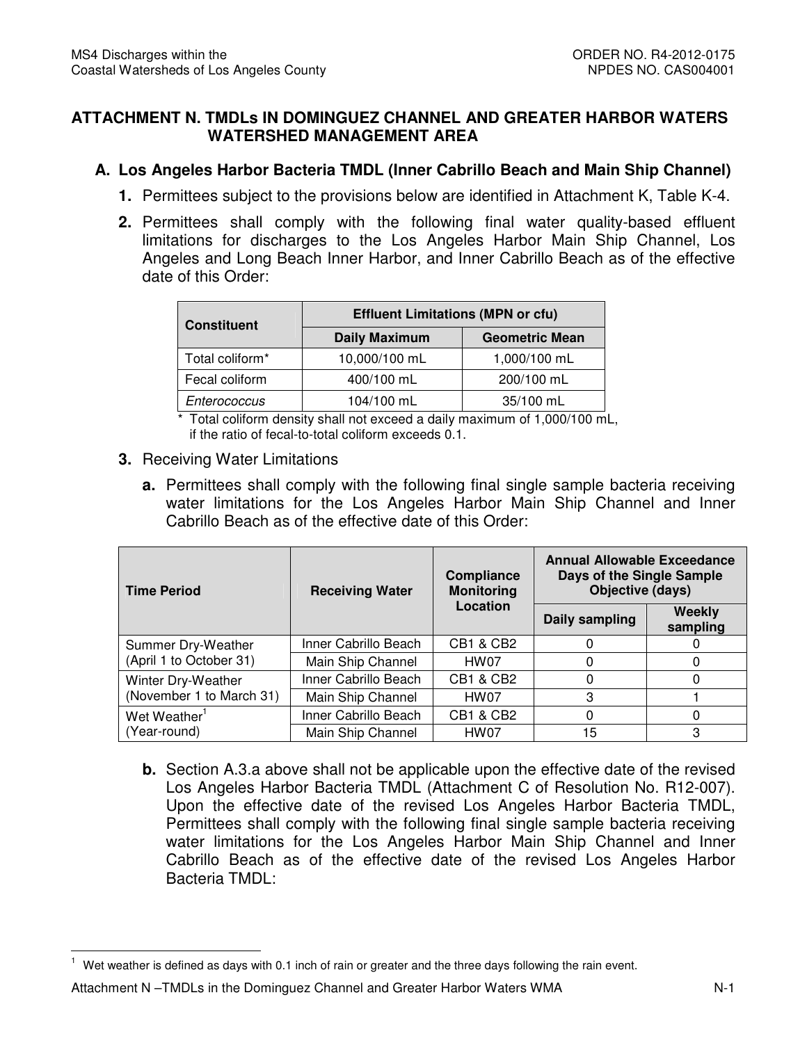# ATTACHMENT N. TMDLs IN DOMINGUEZ CHANNEL AND GREATER HARBOR WATERS WATERSHED MANAGEMENT AREA

## A. Los Angeles Harbor Bacteria TMDL (Inner Cabrillo Beach and Main Ship Channel)

1. Permittees subject to the provisions below are identified in Attachment K, Table K-4.

2. Permittees shall comply with the following final water quality-based effluent limitations for discharges to the Los Angeles Harbor Main Ship Channel, Los Angeles and Long Beach Inner Harbor, and Inner Cabrillo Beach as of the effective date of this Order:

| Constituent | Effluent Limitations (MPN or cfu) | |
|---|---|---|
| | Daily Maximum | Geometric Mean |
| Total coliform* | 10,000/100 mL | 1,000/100 mL |
| Fecal coliform | 400/100 mL | 200/100 mL |
| *Enterococcus* | 104/100 mL | 35/100 mL |

\* Total coliform density shall not exceed a daily maximum of 1,000/100 mL, if the ratio of fecal-to-total coliform exceeds 0.1.

3. Receiving Water Limitations

   a. Permittees shall comply with the following final single sample bacteria receiving water limitations for the Los Angeles Harbor Main Ship Channel and Inner Cabrillo Beach as of the effective date of this Order:

| Time Period | Receiving Water | Compliance Monitoring Location | Annual Allowable Exceedance Days of the Single Sample Objective (days) | |
|---|---|---|---|---|
| | | | Daily sampling | Weekly sampling |
| Summer Dry-Weather (April 1 to October 31) | Inner Cabrillo Beach | CB1 & CB2 | 0 | 0 |
| | Main Ship Channel | HW07 | 0 | 0 |
| Winter Dry-Weather (November 1 to March 31) | Inner Cabrillo Beach | CB1 & CB2 | 0 | 0 |
| | Main Ship Channel | HW07 | 3 | 1 |
| Wet Weather[1] (Year-round) | Inner Cabrillo Beach | CB1 & CB2 | 0 | 0 |
| | Main Ship Channel | HW07 | 15 | 3 |

   b. Section A.3.a above shall not be applicable upon the effective date of the revised Los Angeles Harbor Bacteria TMDL (Attachment C of Resolution No. R12-007). Upon the effective date of the revised Los Angeles Harbor Bacteria TMDL, Permittees shall comply with the following final single sample bacteria receiving water limitations for the Los Angeles Harbor Main Ship Channel and Inner Cabrillo Beach as of the effective date of the revised Los Angeles Harbor Bacteria TMDL:

[1] Wet weather is defined as days with 0.1 inch of rain or greater and the three days following the rain event.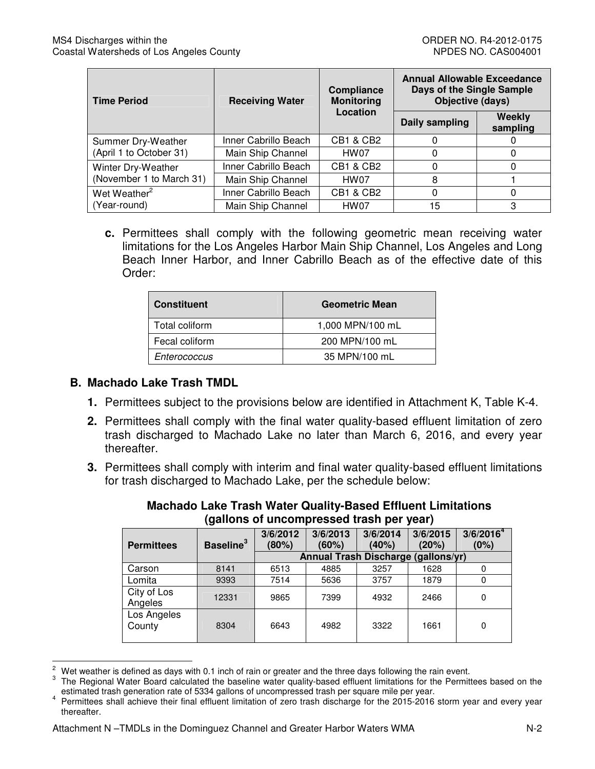| Time Period | Receiving Water | Compliance Monitoring Location | Annual Allowable Exceedance Days of the Single Sample Objective (days) | |
|---|---|---|---|---|
| | | | Daily sampling | Weekly sampling |
| Summer Dry-Weather (April 1 to October 31) | Inner Cabrillo Beach | CB1 & CB2 | 0 | 0 |
| | Main Ship Channel | HW07 | 0 | 0 |
| Winter Dry-Weather (November 1 to March 31) | Inner Cabrillo Beach | CB1 & CB2 | 0 | 0 |
| | Main Ship Channel | HW07 | 8 | 1 |
| Wet Weather[2] (Year-round) | Inner Cabrillo Beach | CB1 & CB2 | 0 | 0 |
| | Main Ship Channel | HW07 | 15 | 3 |

**c.** Permittees shall comply with the following geometric mean receiving water limitations for the Los Angeles Harbor Main Ship Channel, Los Angeles and Long Beach Inner Harbor, and Inner Cabrillo Beach as of the effective date of this Order:

| Constituent | Geometric Mean |
|---|---|
| Total coliform | 1,000 MPN/100 mL |
| Fecal coliform | 200 MPN/100 mL |
| *Enterococcus* | 35 MPN/100 mL |

## B. Machado Lake Trash TMDL

**1.** Permittees subject to the provisions below are identified in Attachment K, Table K-4.

**2.** Permittees shall comply with the final water quality-based effluent limitation of zero trash discharged to Machado Lake no later than March 6, 2016, and every year thereafter.

**3.** Permittees shall comply with interim and final water quality-based effluent limitations for trash discharged to Machado Lake, per the schedule below:

**Machado Lake Trash Water Quality-Based Effluent Limitations (gallons of uncompressed trash per year)**

| Permittees | Baseline[3] | 3/6/2012 (80%) | 3/6/2013 (60%) | 3/6/2014 (40%) | 3/6/2015 (20%) | 3/6/2016[4] (0%) |
|---|---|---|---|---|---|---|
| | | Annual Trash Discharge (gallons/yr) | | | | |
| Carson | 8141 | 6513 | 4885 | 3257 | 1628 | 0 |
| Lomita | 9393 | 7514 | 5636 | 3757 | 1879 | 0 |
| City of Los Angeles | 12331 | 9865 | 7399 | 4932 | 2466 | 0 |
| Los Angeles County | 8304 | 6643 | 4982 | 3322 | 1661 | 0 |

[2] Wet weather is defined as days with 0.1 inch of rain or greater and the three days following the rain event.

[3] The Regional Water Board calculated the baseline water quality-based effluent limitations for the Permittees based on the estimated trash generation rate of 5334 gallons of uncompressed trash per square mile per year.

[4] Permittees shall achieve their final effluent limitation of zero trash discharge for the 2015-2016 storm year and every year thereafter.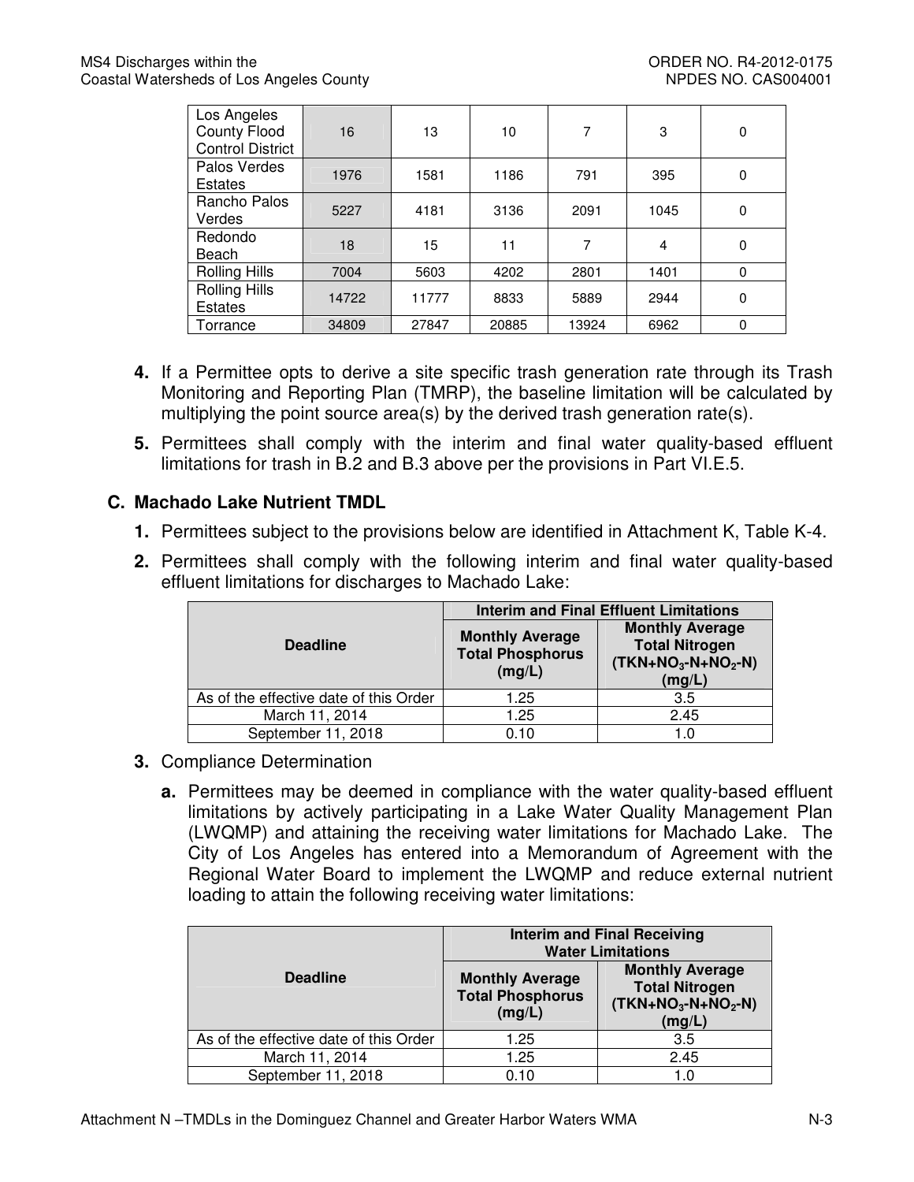| Los Angeles County Flood Control District | 16 | 13 | 10 | 7 | 3 | 0 |
|---|---|---|---|---|---|---|
| Palos Verdes Estates | 1976 | 1581 | 1186 | 791 | 395 | 0 |
| Rancho Palos Verdes | 5227 | 4181 | 3136 | 2091 | 1045 | 0 |
| Redondo Beach | 18 | 15 | 11 | 7 | 4 | 0 |
| Rolling Hills | 7004 | 5603 | 4202 | 2801 | 1401 | 0 |
| Rolling Hills Estates | 14722 | 11777 | 8833 | 5889 | 2944 | 0 |
| Torrance | 34809 | 27847 | 20885 | 13924 | 6962 | 0 |

**4.** If a Permittee opts to derive a site specific trash generation rate through its Trash Monitoring and Reporting Plan (TMRP), the baseline limitation will be calculated by multiplying the point source area(s) by the derived trash generation rate(s).

**5.** Permittees shall comply with the interim and final water quality-based effluent limitations for trash in B.2 and B.3 above per the provisions in Part VI.E.5.

## C. Machado Lake Nutrient TMDL

**1.** Permittees subject to the provisions below are identified in Attachment K, Table K-4.

**2.** Permittees shall comply with the following interim and final water quality-based effluent limitations for discharges to Machado Lake:

| Deadline | Interim and Final Effluent Limitations | |
|---|---|---|
| | Monthly Average Total Phosphorus (mg/L) | Monthly Average Total Nitrogen (TKN+$NO_3$-N+$NO_2$-N) (mg/L) |
| As of the effective date of this Order | 1.25 | 3.5 |
| March 11, 2014 | 1.25 | 2.45 |
| September 11, 2018 | 0.10 | 1.0 |

**3.** Compliance Determination

**a.** Permittees may be deemed in compliance with the water quality-based effluent limitations by actively participating in a Lake Water Quality Management Plan (LWQMP) and attaining the receiving water limitations for Machado Lake. The City of Los Angeles has entered into a Memorandum of Agreement with the Regional Water Board to implement the LWQMP and reduce external nutrient loading to attain the following receiving water limitations:

| Deadline | Interim and Final Receiving Water Limitations | |
|---|---|---|
| | Monthly Average Total Phosphorus (mg/L) | Monthly Average Total Nitrogen (TKN+$NO_3$-N+$NO_2$-N) (mg/L) |
| As of the effective date of this Order | 1.25 | 3.5 |
| March 11, 2014 | 1.25 | 2.45 |
| September 11, 2018 | 0.10 | 1.0 |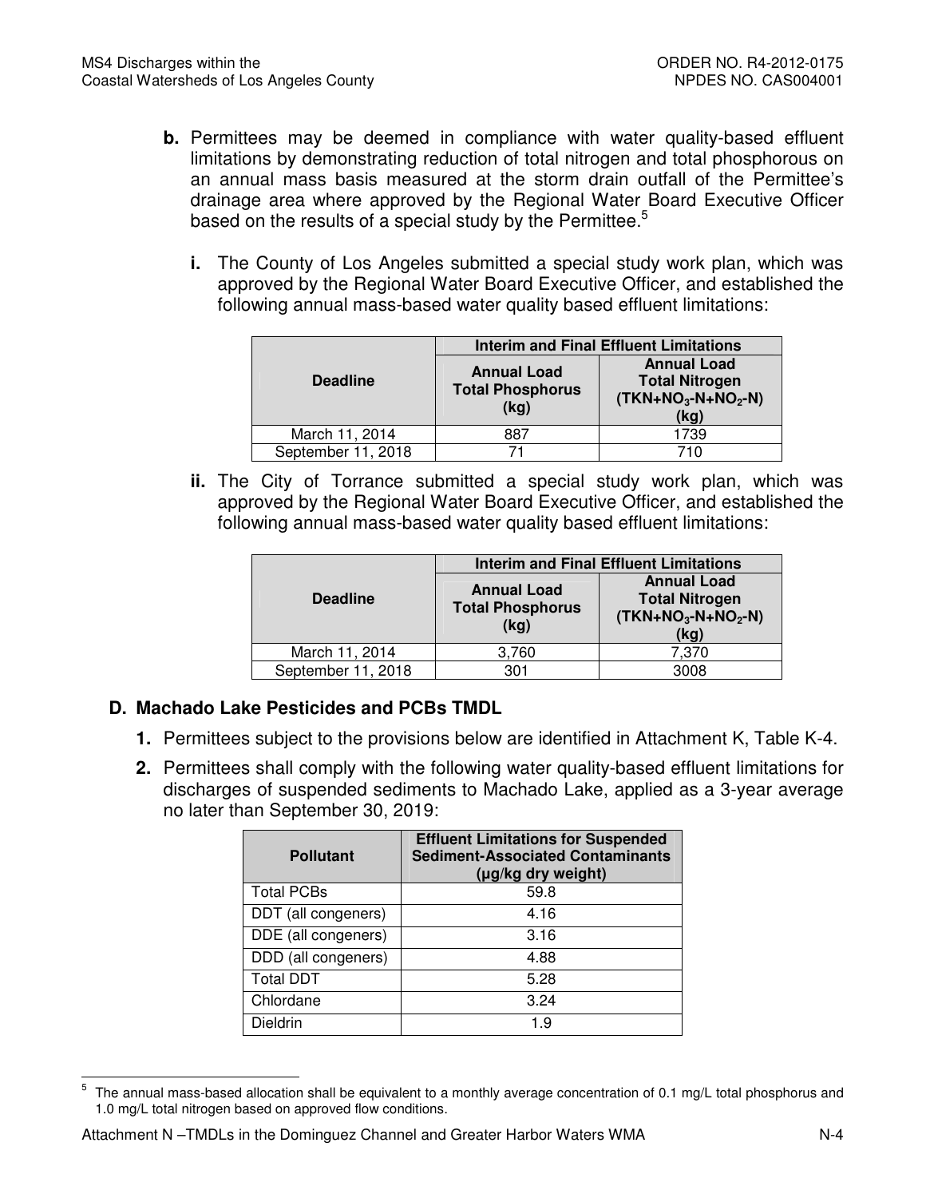**b.** Permittees may be deemed in compliance with water quality-based effluent limitations by demonstrating reduction of total nitrogen and total phosphorous on an annual mass basis measured at the storm drain outfall of the Permittee's drainage area where approved by the Regional Water Board Executive Officer based on the results of a special study by the Permittee.[5]

**i.** The County of Los Angeles submitted a special study work plan, which was approved by the Regional Water Board Executive Officer, and established the following annual mass-based water quality based effluent limitations:

| Deadline | Interim and Final Effluent Limitations | |
|---|---|---|
| | Annual Load Total Phosphorus (kg) | Annual Load Total Nitrogen (TKN+$NO_3$-N+$NO_2$-N) (kg) |
| March 11, 2014 | 887 | 1739 |
| September 11, 2018 | 71 | 710 |

**ii.** The City of Torrance submitted a special study work plan, which was approved by the Regional Water Board Executive Officer, and established the following annual mass-based water quality based effluent limitations:

| Deadline | Interim and Final Effluent Limitations | |
|---|---|---|
| | Annual Load Total Phosphorus (kg) | Annual Load Total Nitrogen (TKN+$NO_3$-N+$NO_2$-N) (kg) |
| March 11, 2014 | 3,760 | 7,370 |
| September 11, 2018 | 301 | 3008 |

## D. Machado Lake Pesticides and PCBs TMDL

**1.** Permittees subject to the provisions below are identified in Attachment K, Table K-4.

**2.** Permittees shall comply with the following water quality-based effluent limitations for discharges of suspended sediments to Machado Lake, applied as a 3-year average no later than September 30, 2019:

| Pollutant | Effluent Limitations for Suspended Sediment-Associated Contaminants (µg/kg dry weight) |
|---|---|
| Total PCBs | 59.8 |
| DDT (all congeners) | 4.16 |
| DDE (all congeners) | 3.16 |
| DDD (all congeners) | 4.88 |
| Total DDT | 5.28 |
| Chlordane | 3.24 |
| Dieldrin | 1.9 |

[5] The annual mass-based allocation shall be equivalent to a monthly average concentration of 0.1 mg/L total phosphorus and 1.0 mg/L total nitrogen based on approved flow conditions.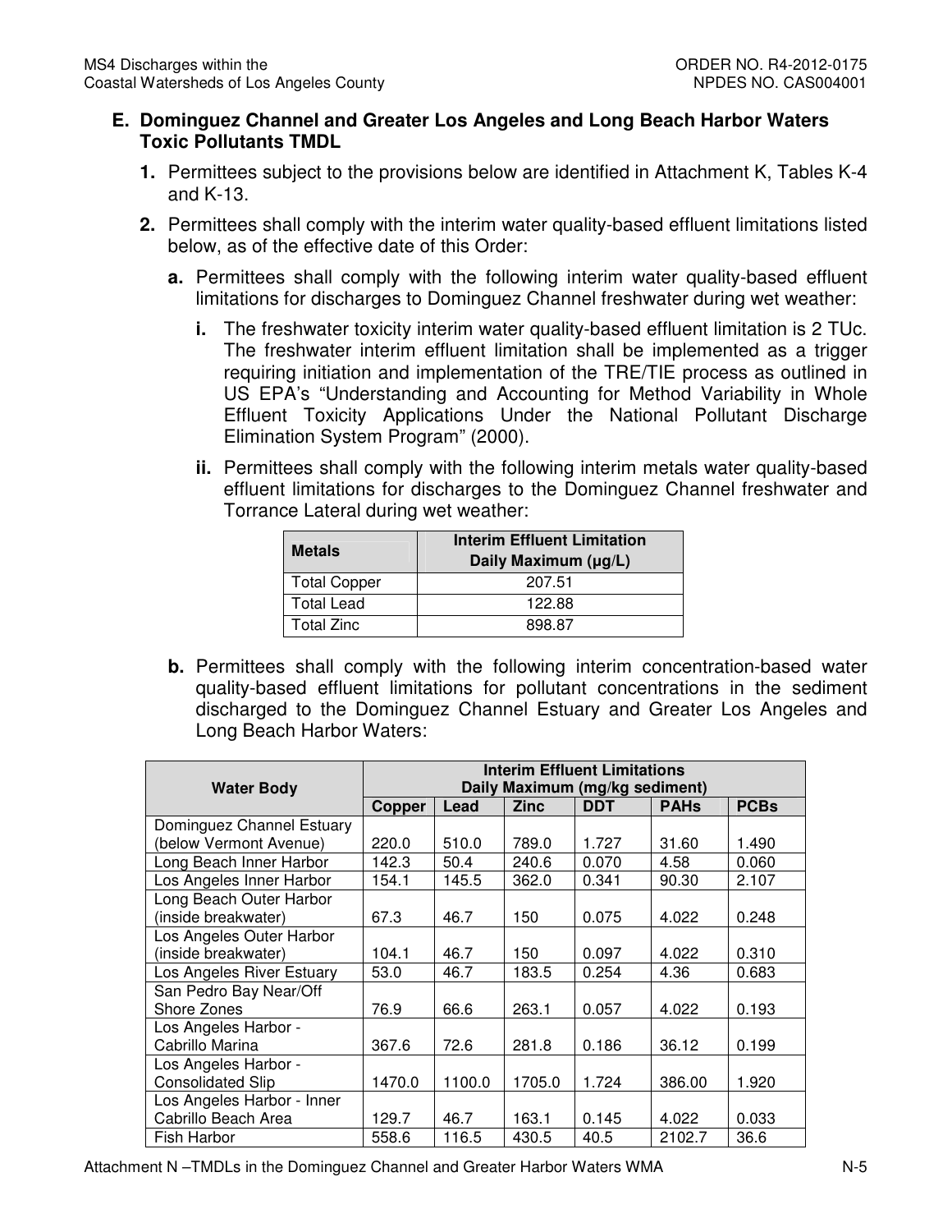## E. Dominguez Channel and Greater Los Angeles and Long Beach Harbor Waters Toxic Pollutants TMDL

**1.** Permittees subject to the provisions below are identified in Attachment K, Tables K-4 and K-13.

**2.** Permittees shall comply with the interim water quality-based effluent limitations listed below, as of the effective date of this Order:

**a.** Permittees shall comply with the following interim water quality-based effluent limitations for discharges to Dominguez Channel freshwater during wet weather:

**i.** The freshwater toxicity interim water quality-based effluent limitation is 2 TUc. The freshwater interim effluent limitation shall be implemented as a trigger requiring initiation and implementation of the TRE/TIE process as outlined in US EPA's "Understanding and Accounting for Method Variability in Whole Effluent Toxicity Applications Under the National Pollutant Discharge Elimination System Program" (2000).

**ii.** Permittees shall comply with the following interim metals water quality-based effluent limitations for discharges to the Dominguez Channel freshwater and Torrance Lateral during wet weather:

| Metals | Interim Effluent Limitation Daily Maximum (μg/L) |
|---|---|
| Total Copper | 207.51 |
| Total Lead | 122.88 |
| Total Zinc | 898.87 |

**b.** Permittees shall comply with the following interim concentration-based water quality-based effluent limitations for pollutant concentrations in the sediment discharged to the Dominguez Channel Estuary and Greater Los Angeles and Long Beach Harbor Waters:

| Water Body | Interim Effluent Limitations Daily Maximum (mg/kg sediment) | | | | | |
|---|---|---|---|---|---|---|
| | Copper | Lead | Zinc | DDT | PAHs | PCBs |
| Dominguez Channel Estuary (below Vermont Avenue) | 220.0 | 510.0 | 789.0 | 1.727 | 31.60 | 1.490 |
| Long Beach Inner Harbor | 142.3 | 50.4 | 240.6 | 0.070 | 4.58 | 0.060 |
| Los Angeles Inner Harbor | 154.1 | 145.5 | 362.0 | 0.341 | 90.30 | 2.107 |
| Long Beach Outer Harbor (inside breakwater) | 67.3 | 46.7 | 150 | 0.075 | 4.022 | 0.248 |
| Los Angeles Outer Harbor (inside breakwater) | 104.1 | 46.7 | 150 | 0.097 | 4.022 | 0.310 |
| Los Angeles River Estuary | 53.0 | 46.7 | 183.5 | 0.254 | 4.36 | 0.683 |
| San Pedro Bay Near/Off Shore Zones | 76.9 | 66.6 | 263.1 | 0.057 | 4.022 | 0.193 |
| Los Angeles Harbor - Cabrillo Marina | 367.6 | 72.6 | 281.8 | 0.186 | 36.12 | 0.199 |
| Los Angeles Harbor - Consolidated Slip | 1470.0 | 1100.0 | 1705.0 | 1.724 | 386.00 | 1.920 |
| Los Angeles Harbor - Inner Cabrillo Beach Area | 129.7 | 46.7 | 163.1 | 0.145 | 4.022 | 0.033 |
| Fish Harbor | 558.6 | 116.5 | 430.5 | 40.5 | 2102.7 | 36.6 |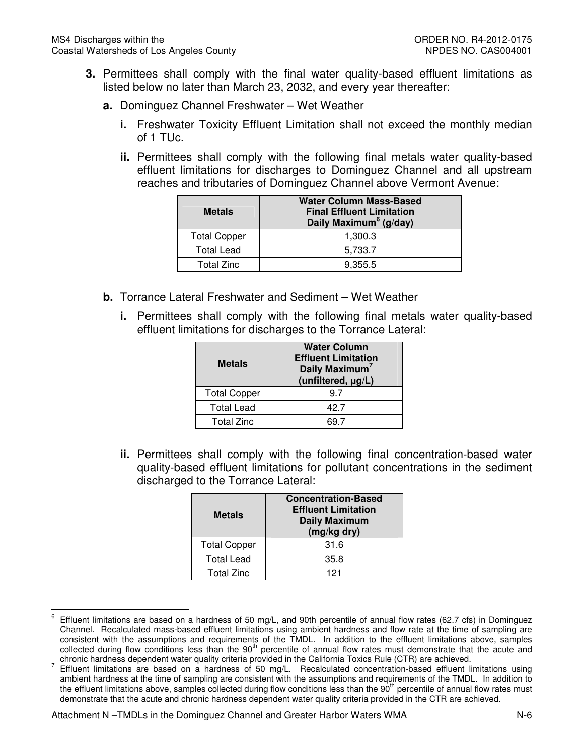3. Permittees shall comply with the final water quality-based effluent limitations as listed below no later than March 23, 2032, and every year thereafter:

   a. Dominguez Channel Freshwater – Wet Weather

      i. Freshwater Toxicity Effluent Limitation shall not exceed the monthly median of 1 TUc.

      ii. Permittees shall comply with the following final metals water quality-based effluent limitations for discharges to Dominguez Channel and all upstream reaches and tributaries of Dominguez Channel above Vermont Avenue:

| Metals | Water Column Mass-Based Final Effluent Limitation Daily Maximum[6] (g/day) |
|---|---|
| Total Copper | 1,300.3 |
| Total Lead | 5,733.7 |
| Total Zinc | 9,355.5 |

   b. Torrance Lateral Freshwater and Sediment – Wet Weather

      i. Permittees shall comply with the following final metals water quality-based effluent limitations for discharges to the Torrance Lateral:

| Metals | Water Column Effluent Limitation Daily Maximum[7] (unfiltered, µg/L) |
|---|---|
| Total Copper | 9.7 |
| Total Lead | 42.7 |
| Total Zinc | 69.7 |

      ii. Permittees shall comply with the following final concentration-based water quality-based effluent limitations for pollutant concentrations in the sediment discharged to the Torrance Lateral:

| Metals | Concentration-Based Effluent Limitation Daily Maximum (mg/kg dry) |
|---|---|
| Total Copper | 31.6 |
| Total Lead | 35.8 |
| Total Zinc | 121 |

[6] Effluent limitations are based on a hardness of 50 mg/L, and 90th percentile of annual flow rates (62.7 cfs) in Dominguez Channel. Recalculated mass-based effluent limitations using ambient hardness and flow rate at the time of sampling are consistent with the assumptions and requirements of the TMDL. In addition to the effluent limitations above, samples collected during flow conditions less than the 90th percentile of annual flow rates must demonstrate that the acute and chronic hardness dependent water quality criteria provided in the California Toxics Rule (CTR) are achieved.

[7] Effluent limitations are based on a hardness of 50 mg/L. Recalculated concentration-based effluent limitations using ambient hardness at the time of sampling are consistent with the assumptions and requirements of the TMDL. In addition to the effluent limitations above, samples collected during flow conditions less than the 90th percentile of annual flow rates must demonstrate that the acute and chronic hardness dependent water quality criteria provided in the CTR are achieved.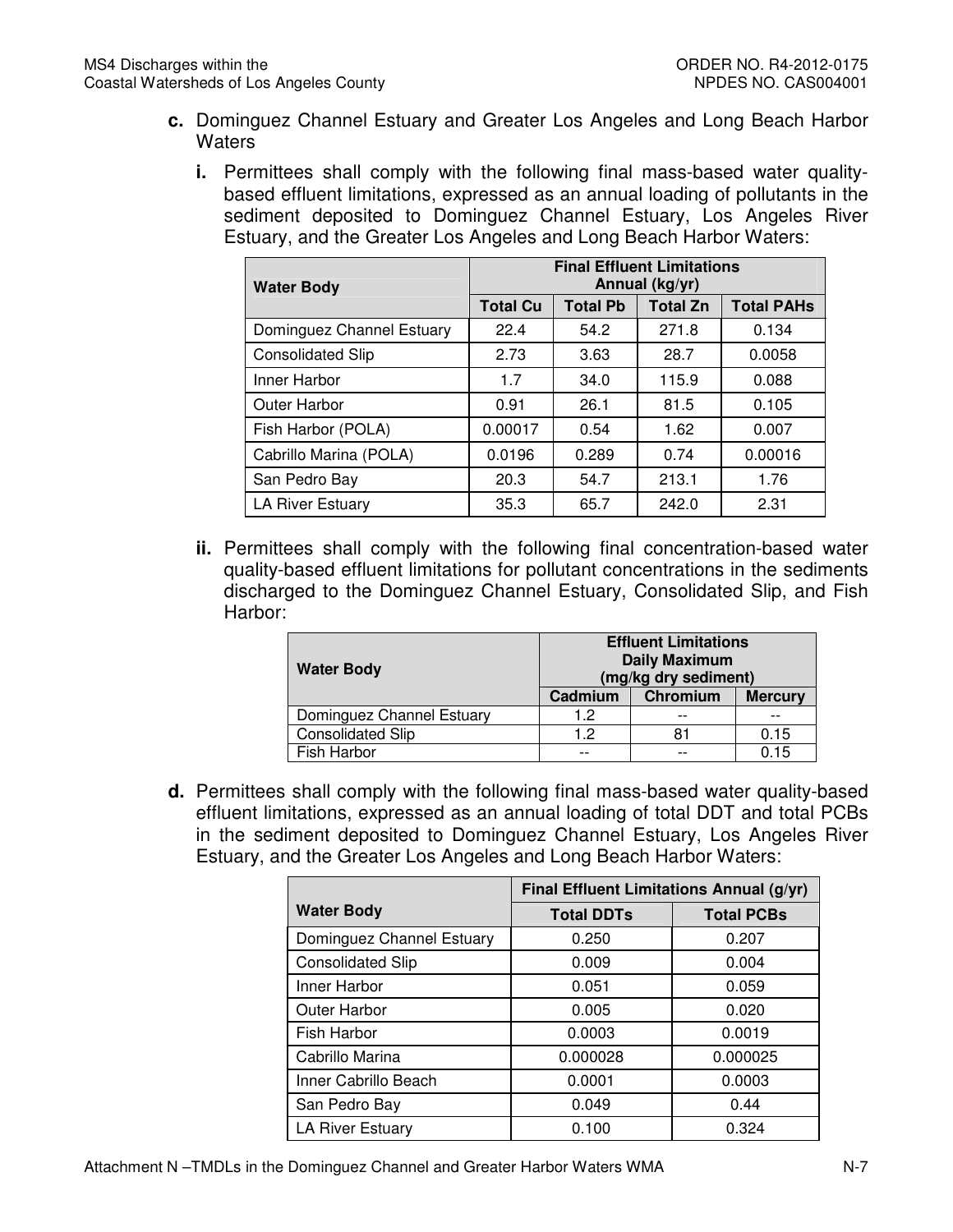**c.** Dominguez Channel Estuary and Greater Los Angeles and Long Beach Harbor Waters

**i.** Permittees shall comply with the following final mass-based water quality-based effluent limitations, expressed as an annual loading of pollutants in the sediment deposited to Dominguez Channel Estuary, Los Angeles River Estuary, and the Greater Los Angeles and Long Beach Harbor Waters:

| Water Body | Final Effluent Limitations Annual (kg/yr) | | | |
|---|---|---|---|---|
| | Total Cu | Total Pb | Total Zn | Total PAHs |
| Dominguez Channel Estuary | 22.4 | 54.2 | 271.8 | 0.134 |
| Consolidated Slip | 2.73 | 3.63 | 28.7 | 0.0058 |
| Inner Harbor | 1.7 | 34.0 | 115.9 | 0.088 |
| Outer Harbor | 0.91 | 26.1 | 81.5 | 0.105 |
| Fish Harbor (POLA) | 0.00017 | 0.54 | 1.62 | 0.007 |
| Cabrillo Marina (POLA) | 0.0196 | 0.289 | 0.74 | 0.00016 |
| San Pedro Bay | 20.3 | 54.7 | 213.1 | 1.76 |
| LA River Estuary | 35.3 | 65.7 | 242.0 | 2.31 |

**ii.** Permittees shall comply with the following final concentration-based water quality-based effluent limitations for pollutant concentrations in the sediments discharged to the Dominguez Channel Estuary, Consolidated Slip, and Fish Harbor:

| Water Body | Effluent Limitations Daily Maximum (mg/kg dry sediment) | | |
|---|---|---|---|
| | Cadmium | Chromium | Mercury |
| Dominguez Channel Estuary | 1.2 | -- | -- |
| Consolidated Slip | 1.2 | 81 | 0.15 |
| Fish Harbor | -- | -- | 0.15 |

**d.** Permittees shall comply with the following final mass-based water quality-based effluent limitations, expressed as an annual loading of total DDT and total PCBs in the sediment deposited to Dominguez Channel Estuary, Los Angeles River Estuary, and the Greater Los Angeles and Long Beach Harbor Waters:

| Water Body | Final Effluent Limitations Annual (g/yr) | |
|---|---|---|
| | Total DDTs | Total PCBs |
| Dominguez Channel Estuary | 0.250 | 0.207 |
| Consolidated Slip | 0.009 | 0.004 |
| Inner Harbor | 0.051 | 0.059 |
| Outer Harbor | 0.005 | 0.020 |
| Fish Harbor | 0.0003 | 0.0019 |
| Cabrillo Marina | 0.000028 | 0.000025 |
| Inner Cabrillo Beach | 0.0001 | 0.0003 |
| San Pedro Bay | 0.049 | 0.44 |
| LA River Estuary | 0.100 | 0.324 |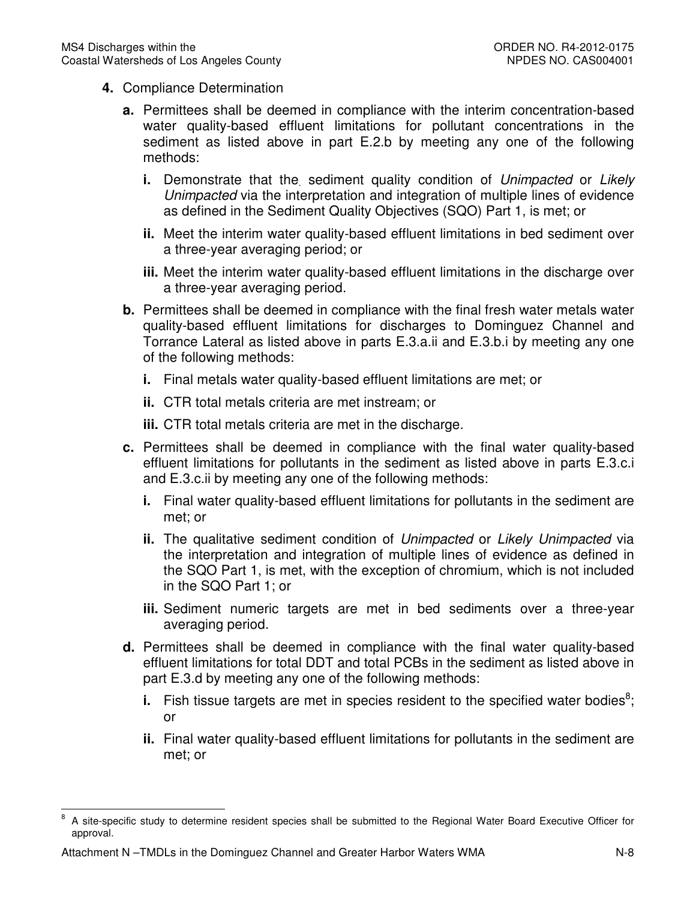4. Compliance Determination

   a. Permittees shall be deemed in compliance with the interim concentration-based water quality-based effluent limitations for pollutant concentrations in the sediment as listed above in part E.2.b by meeting any one of the following methods:

      i. Demonstrate that the sediment quality condition of *Unimpacted* or *Likely Unimpacted* via the interpretation and integration of multiple lines of evidence as defined in the Sediment Quality Objectives (SQO) Part 1, is met; or

      ii. Meet the interim water quality-based effluent limitations in bed sediment over a three-year averaging period; or

      iii. Meet the interim water quality-based effluent limitations in the discharge over a three-year averaging period.

   b. Permittees shall be deemed in compliance with the final fresh water metals water quality-based effluent limitations for discharges to Dominguez Channel and Torrance Lateral as listed above in parts E.3.a.ii and E.3.b.i by meeting any one of the following methods:

      i. Final metals water quality-based effluent limitations are met; or

      ii. CTR total metals criteria are met instream; or

      iii. CTR total metals criteria are met in the discharge.

   c. Permittees shall be deemed in compliance with the final water quality-based effluent limitations for pollutants in the sediment as listed above in parts E.3.c.i and E.3.c.ii by meeting any one of the following methods:

      i. Final water quality-based effluent limitations for pollutants in the sediment are met; or

      ii. The qualitative sediment condition of *Unimpacted* or *Likely Unimpacted* via the interpretation and integration of multiple lines of evidence as defined in the SQO Part 1, is met, with the exception of chromium, which is not included in the SQO Part 1; or

      iii. Sediment numeric targets are met in bed sediments over a three-year averaging period.

   d. Permittees shall be deemed in compliance with the final water quality-based effluent limitations for total DDT and total PCBs in the sediment as listed above in part E.3.d by meeting any one of the following methods:

      i. Fish tissue targets are met in species resident to the specified water bodies[8]; or

      ii. Final water quality-based effluent limitations for pollutants in the sediment are met; or

---

[8] A site-specific study to determine resident species shall be submitted to the Regional Water Board Executive Officer for approval.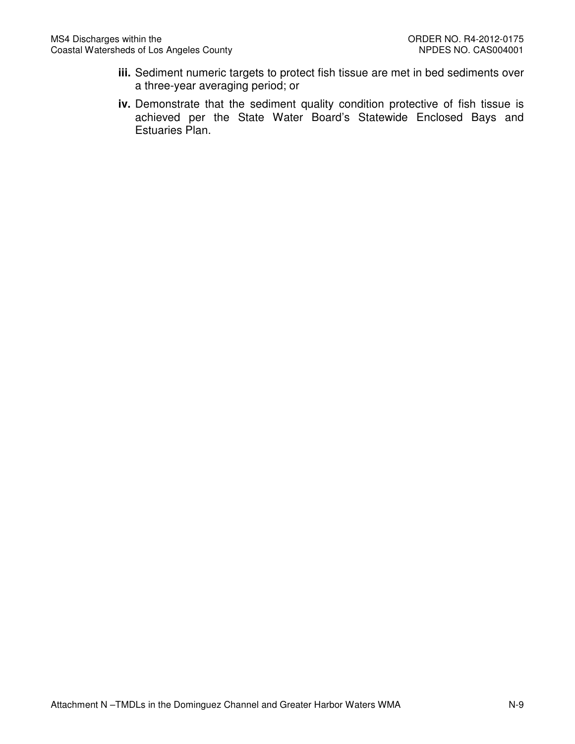**iii.** Sediment numeric targets to protect fish tissue are met in bed sediments over a three-year averaging period; or

**iv.** Demonstrate that the sediment quality condition protective of fish tissue is achieved per the State Water Board's Statewide Enclosed Bays and Estuaries Plan.